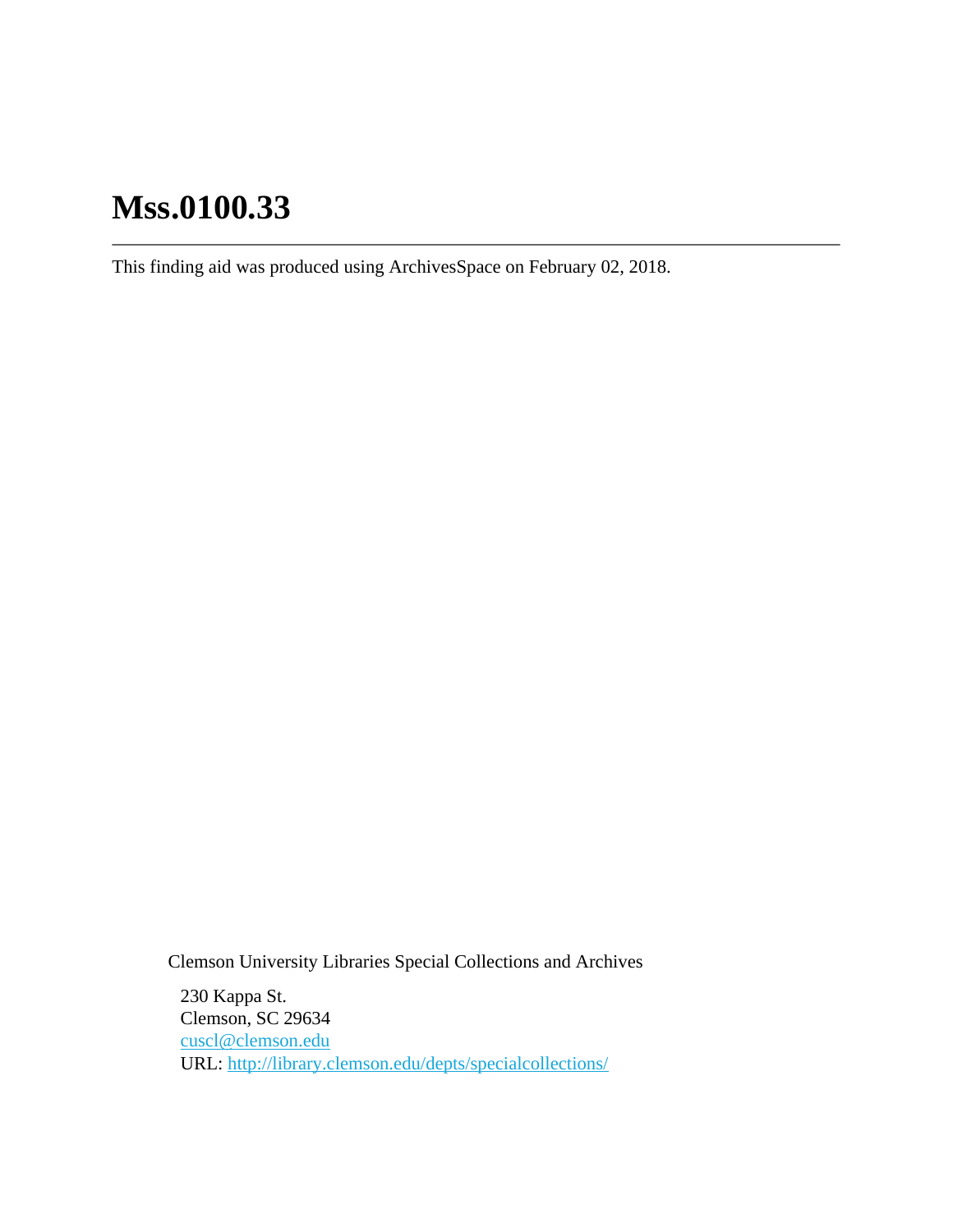# Mss.0100.33

---

This finding aid was produced using ArchivesSpace on February 02, 2018.

Clemson University Libraries Special Collections and Archives

230 Kappa St.
Clemson, SC 29634
[cuscl@clemson.edu](mailto:cuscl@clemson.edu)
URL: [http://library.clemson.edu/depts/specialcollections/](http://library.clemson.edu/depts/specialcollections/)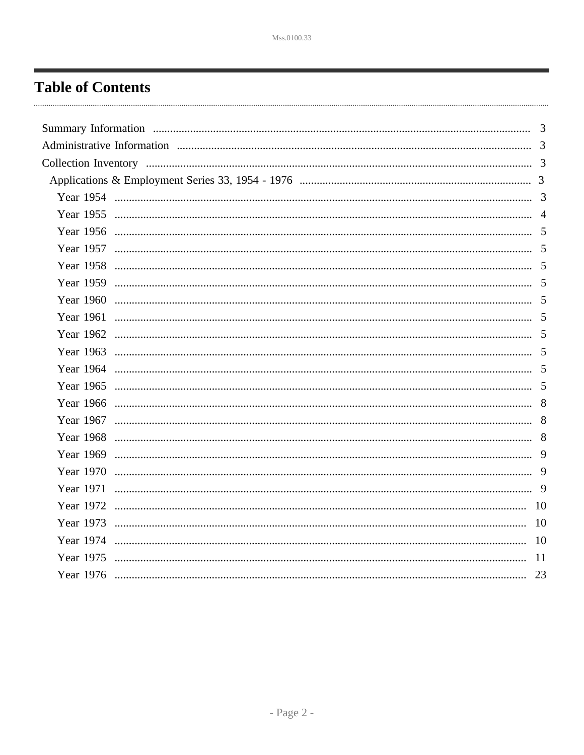# Table of Contents

- Summary Information ........ 3
- Administrative Information ........ 3
- Collection Inventory ........ 3
  - Applications & Employment Series 33, 1954 - 1976 ........ 3
    - Year 1954 ........ 3
    - Year 1955 ........ 4
    - Year 1956 ........ 5
    - Year 1957 ........ 5
    - Year 1958 ........ 5
    - Year 1959 ........ 5
    - Year 1960 ........ 5
    - Year 1961 ........ 5
    - Year 1962 ........ 5
    - Year 1963 ........ 5
    - Year 1964 ........ 5
    - Year 1965 ........ 5
    - Year 1966 ........ 8
    - Year 1967 ........ 8
    - Year 1968 ........ 8
    - Year 1969 ........ 9
    - Year 1970 ........ 9
    - Year 1971 ........ 9
    - Year 1972 ........ 10
    - Year 1973 ........ 10
    - Year 1974 ........ 10
    - Year 1975 ........ 11
    - Year 1976 ........ 23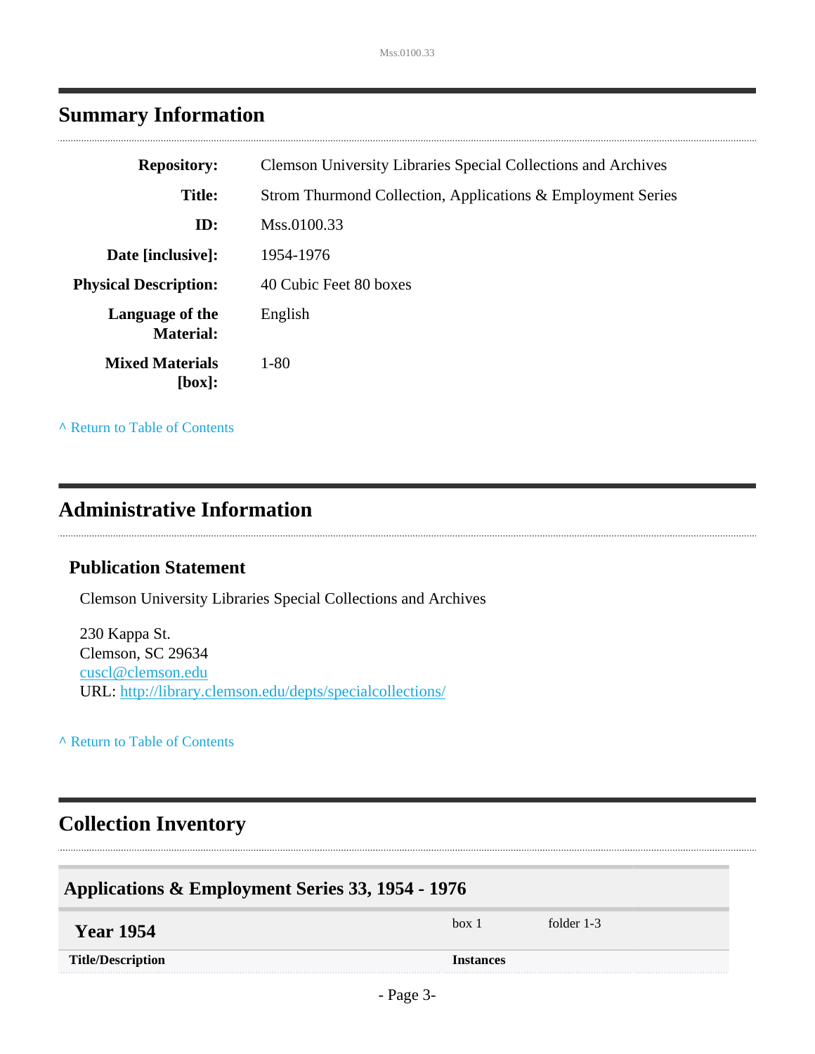## Summary Information

| | |
|---|---|
| **Repository:** | Clemson University Libraries Special Collections and Archives |
| **Title:** | Strom Thurmond Collection, Applications & Employment Series |
| **ID:** | Mss.0100.33 |
| **Date [inclusive]:** | 1954-1976 |
| **Physical Description:** | 40 Cubic Feet 80 boxes |
| **Language of the Material:** | English |
| **Mixed Materials [box]:** | 1-80 |

^ Return to Table of Contents

## Administrative Information

### Publication Statement

Clemson University Libraries Special Collections and Archives

230 Kappa St.
Clemson, SC 29634
cuscl@clemson.edu
URL: http://library.clemson.edu/depts/specialcollections/

^ Return to Table of Contents

## Collection Inventory

### Applications & Employment Series 33, 1954 - 1976

| **Year 1954** | box 1 | folder 1-3 |
|---|---|---|
| **Title/Description** | **Instances** | |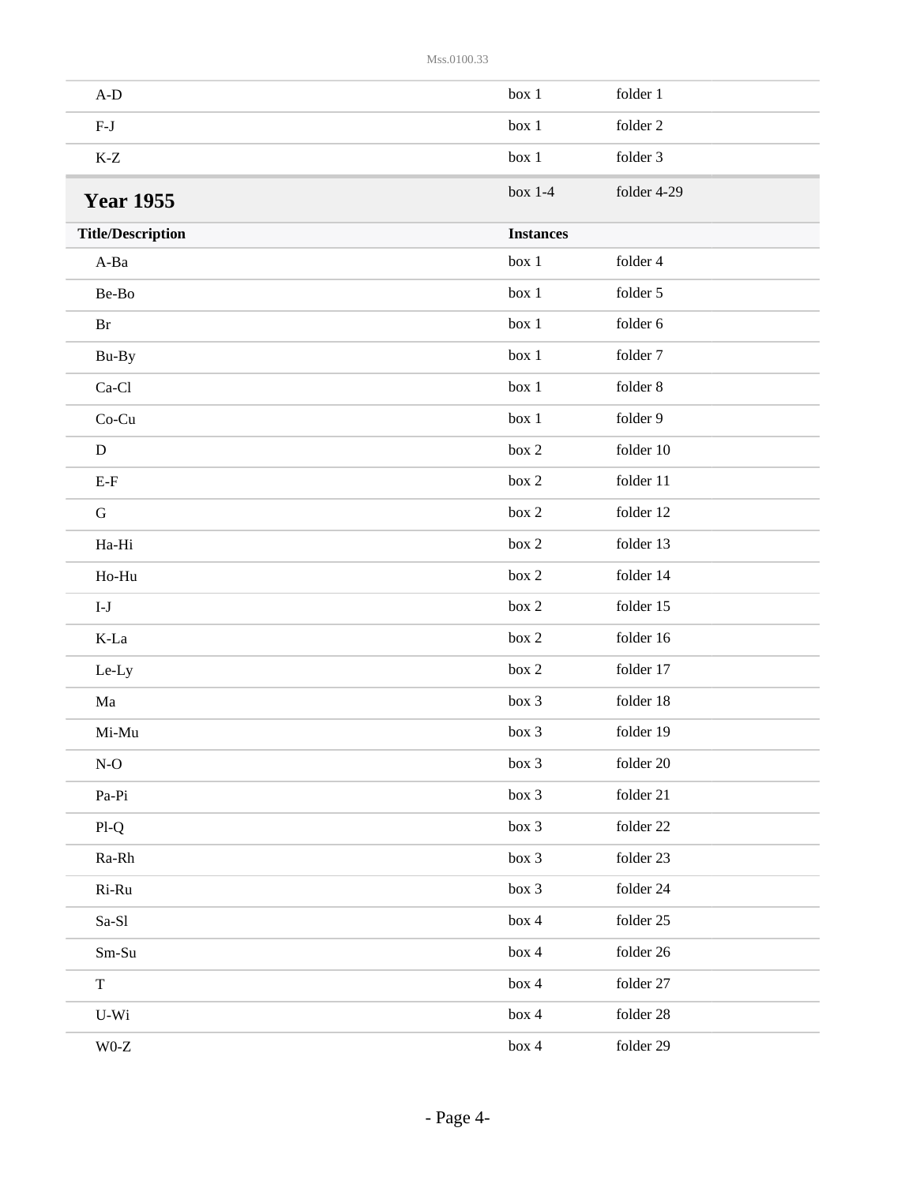| | | |
|---|---|---|
| A-D | box 1 | folder 1 |
| F-J | box 1 | folder 2 |
| K-Z | box 1 | folder 3 |

## Year 1955

box 1-4 folder 4-29

| Title/Description | Instances | |
|---|---|---|
| A-Ba | box 1 | folder 4 |
| Be-Bo | box 1 | folder 5 |
| Br | box 1 | folder 6 |
| Bu-By | box 1 | folder 7 |
| Ca-Cl | box 1 | folder 8 |
| Co-Cu | box 1 | folder 9 |
| D | box 2 | folder 10 |
| E-F | box 2 | folder 11 |
| G | box 2 | folder 12 |
| Ha-Hi | box 2 | folder 13 |
| Ho-Hu | box 2 | folder 14 |
| I-J | box 2 | folder 15 |
| K-La | box 2 | folder 16 |
| Le-Ly | box 2 | folder 17 |
| Ma | box 3 | folder 18 |
| Mi-Mu | box 3 | folder 19 |
| N-O | box 3 | folder 20 |
| Pa-Pi | box 3 | folder 21 |
| Pl-Q | box 3 | folder 22 |
| Ra-Rh | box 3 | folder 23 |
| Ri-Ru | box 3 | folder 24 |
| Sa-Sl | box 4 | folder 25 |
| Sm-Su | box 4 | folder 26 |
| T | box 4 | folder 27 |
| U-Wi | box 4 | folder 28 |
| W0-Z | box 4 | folder 29 |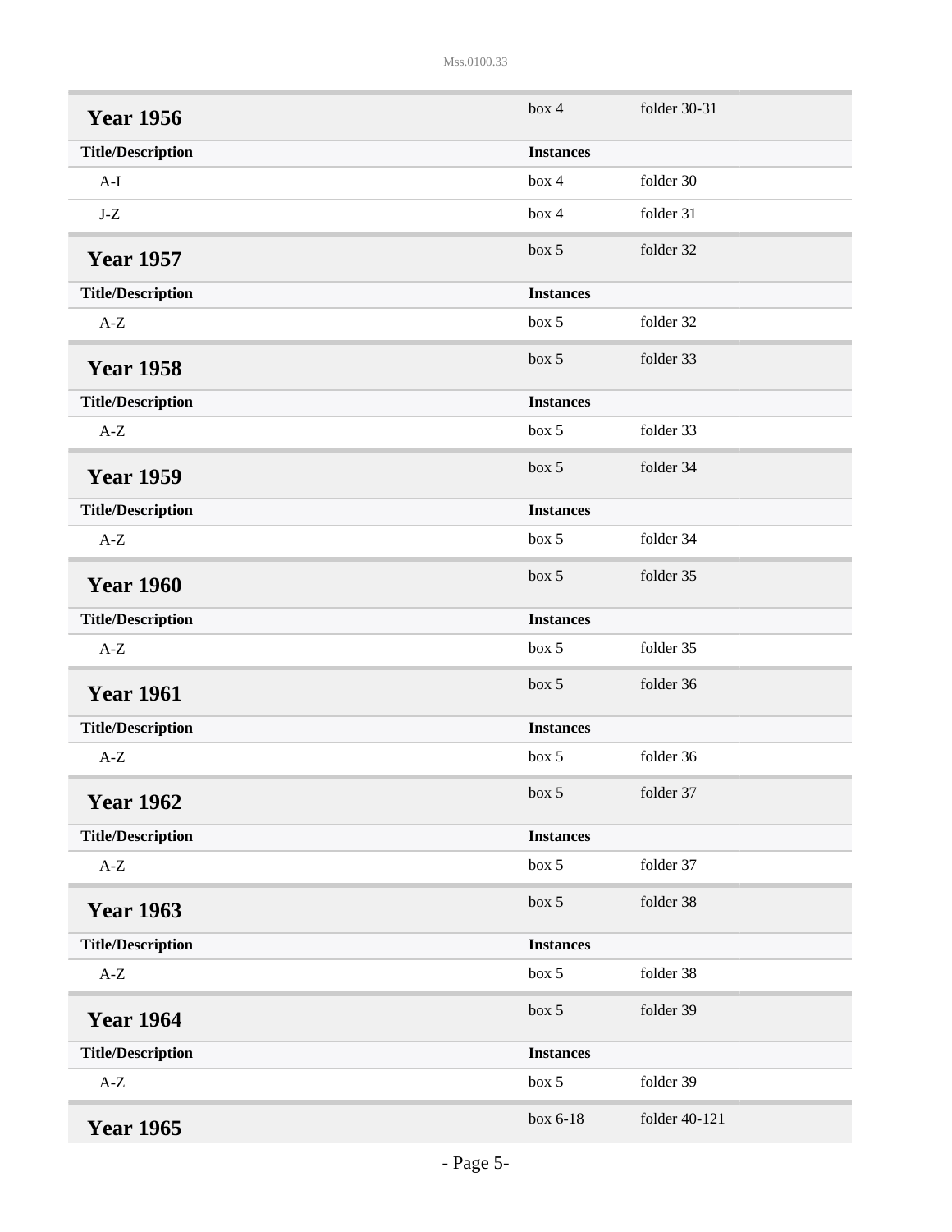### Year 1956

box 4 folder 30-31

| Title/Description | Instances | |
|---|---|---|
| A-I | box 4 | folder 30 |
| J-Z | box 4 | folder 31 |

### Year 1957

box 5 folder 32

| Title/Description | Instances | |
|---|---|---|
| A-Z | box 5 | folder 32 |

### Year 1958

box 5 folder 33

| Title/Description | Instances | |
|---|---|---|
| A-Z | box 5 | folder 33 |

### Year 1959

box 5 folder 34

| Title/Description | Instances | |
|---|---|---|
| A-Z | box 5 | folder 34 |

### Year 1960

box 5 folder 35

| Title/Description | Instances | |
|---|---|---|
| A-Z | box 5 | folder 35 |

### Year 1961

box 5 folder 36

| Title/Description | Instances | |
|---|---|---|
| A-Z | box 5 | folder 36 |

### Year 1962

box 5 folder 37

| Title/Description | Instances | |
|---|---|---|
| A-Z | box 5 | folder 37 |

### Year 1963

box 5 folder 38

| Title/Description | Instances | |
|---|---|---|
| A-Z | box 5 | folder 38 |

### Year 1964

box 5 folder 39

| Title/Description | Instances | |
|---|---|---|
| A-Z | box 5 | folder 39 |

### Year 1965

box 6-18 folder 40-121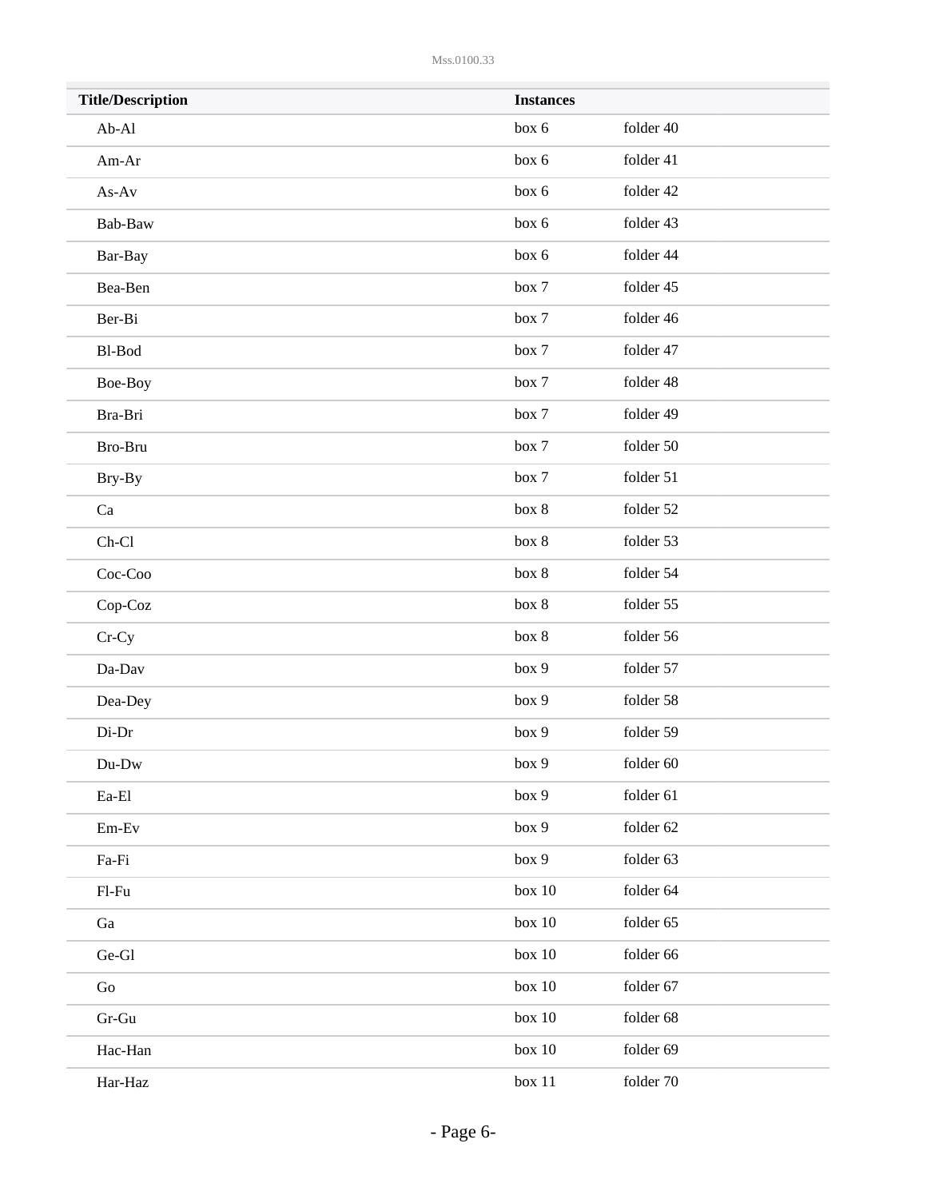| Title/Description | Instances | |
|---|---|---|
| Ab-Al | box 6 | folder 40 |
| Am-Ar | box 6 | folder 41 |
| As-Av | box 6 | folder 42 |
| Bab-Baw | box 6 | folder 43 |
| Bar-Bay | box 6 | folder 44 |
| Bea-Ben | box 7 | folder 45 |
| Ber-Bi | box 7 | folder 46 |
| Bl-Bod | box 7 | folder 47 |
| Boe-Boy | box 7 | folder 48 |
| Bra-Bri | box 7 | folder 49 |
| Bro-Bru | box 7 | folder 50 |
| Bry-By | box 7 | folder 51 |
| Ca | box 8 | folder 52 |
| Ch-Cl | box 8 | folder 53 |
| Coc-Coo | box 8 | folder 54 |
| Cop-Coz | box 8 | folder 55 |
| Cr-Cy | box 8 | folder 56 |
| Da-Dav | box 9 | folder 57 |
| Dea-Dey | box 9 | folder 58 |
| Di-Dr | box 9 | folder 59 |
| Du-Dw | box 9 | folder 60 |
| Ea-El | box 9 | folder 61 |
| Em-Ev | box 9 | folder 62 |
| Fa-Fi | box 9 | folder 63 |
| Fl-Fu | box 10 | folder 64 |
| Ga | box 10 | folder 65 |
| Ge-Gl | box 10 | folder 66 |
| Go | box 10 | folder 67 |
| Gr-Gu | box 10 | folder 68 |
| Hac-Han | box 10 | folder 69 |
| Har-Haz | box 11 | folder 70 |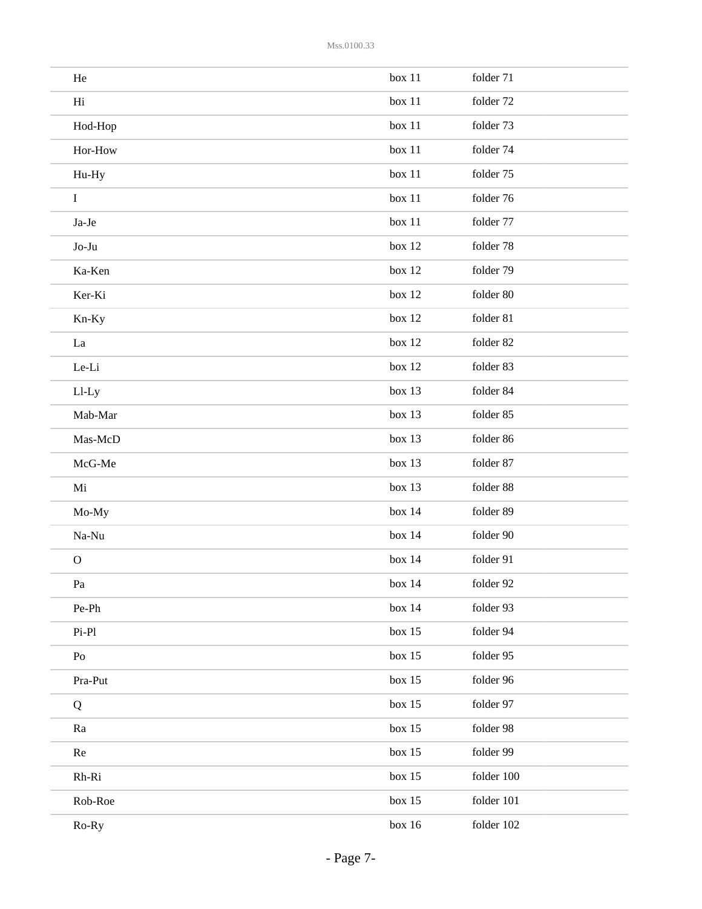| | | |
|---|---|---|
| He | box 11 | folder 71 |
| Hi | box 11 | folder 72 |
| Hod-Hop | box 11 | folder 73 |
| Hor-How | box 11 | folder 74 |
| Hu-Hy | box 11 | folder 75 |
| I | box 11 | folder 76 |
| Ja-Je | box 11 | folder 77 |
| Jo-Ju | box 12 | folder 78 |
| Ka-Ken | box 12 | folder 79 |
| Ker-Ki | box 12 | folder 80 |
| Kn-Ky | box 12 | folder 81 |
| La | box 12 | folder 82 |
| Le-Li | box 12 | folder 83 |
| Ll-Ly | box 13 | folder 84 |
| Mab-Mar | box 13 | folder 85 |
| Mas-McD | box 13 | folder 86 |
| McG-Me | box 13 | folder 87 |
| Mi | box 13 | folder 88 |
| Mo-My | box 14 | folder 89 |
| Na-Nu | box 14 | folder 90 |
| O | box 14 | folder 91 |
| Pa | box 14 | folder 92 |
| Pe-Ph | box 14 | folder 93 |
| Pi-Pl | box 15 | folder 94 |
| Po | box 15 | folder 95 |
| Pra-Put | box 15 | folder 96 |
| Q | box 15 | folder 97 |
| Ra | box 15 | folder 98 |
| Re | box 15 | folder 99 |
| Rh-Ri | box 15 | folder 100 |
| Rob-Roe | box 15 | folder 101 |
| Ro-Ry | box 16 | folder 102 |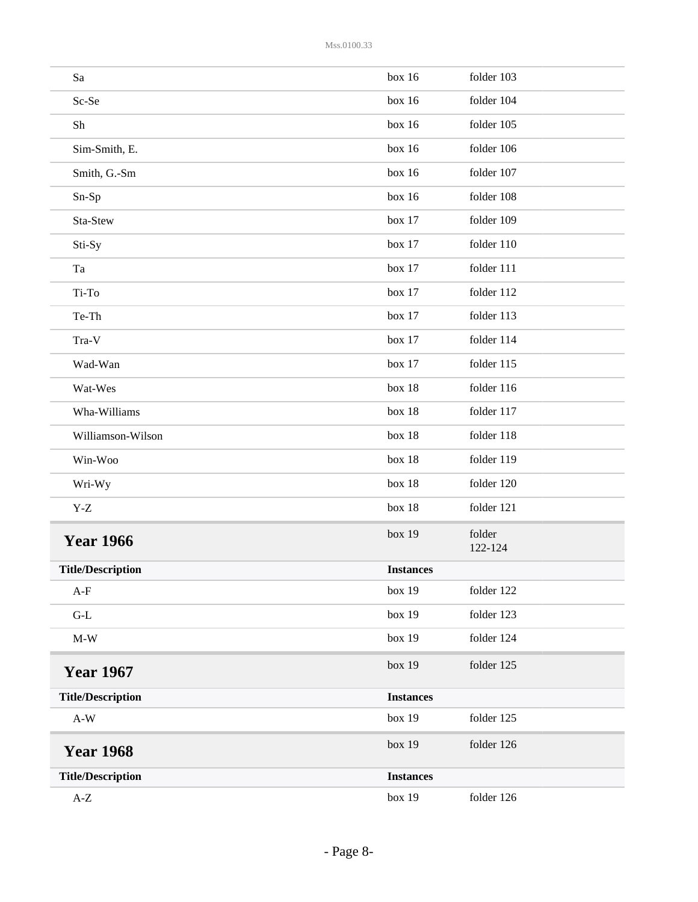| | | |
|---|---|---|
| Sa | box 16 | folder 103 |
| Sc-Se | box 16 | folder 104 |
| Sh | box 16 | folder 105 |
| Sim-Smith, E. | box 16 | folder 106 |
| Smith, G.-Sm | box 16 | folder 107 |
| Sn-Sp | box 16 | folder 108 |
| Sta-Stew | box 17 | folder 109 |
| Sti-Sy | box 17 | folder 110 |
| Ta | box 17 | folder 111 |
| Ti-To | box 17 | folder 112 |
| Te-Th | box 17 | folder 113 |
| Tra-V | box 17 | folder 114 |
| Wad-Wan | box 17 | folder 115 |
| Wat-Wes | box 18 | folder 116 |
| Wha-Williams | box 18 | folder 117 |
| Williamson-Wilson | box 18 | folder 118 |
| Win-Woo | box 18 | folder 119 |
| Wri-Wy | box 18 | folder 120 |
| Y-Z | box 18 | folder 121 |

## Year 1966

box 19 folder 122-124

| Title/Description | Instances | |
|---|---|---|
| A-F | box 19 | folder 122 |
| G-L | box 19 | folder 123 |
| M-W | box 19 | folder 124 |

## Year 1967

box 19 folder 125

| Title/Description | Instances | |
|---|---|---|
| A-W | box 19 | folder 125 |

## Year 1968

box 19 folder 126

| Title/Description | Instances | |
|---|---|---|
| A-Z | box 19 | folder 126 |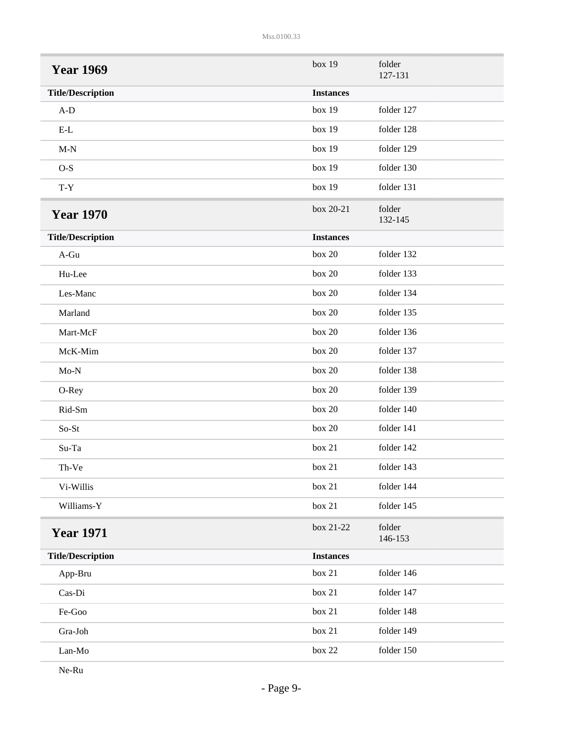## Year 1969

box 19 folder 127-131

| Title/Description | Instances | |
|---|---|---|
| A-D | box 19 | folder 127 |
| E-L | box 19 | folder 128 |
| M-N | box 19 | folder 129 |
| O-S | box 19 | folder 130 |
| T-Y | box 19 | folder 131 |

## Year 1970

box 20-21 folder 132-145

| Title/Description | Instances | |
|---|---|---|
| A-Gu | box 20 | folder 132 |
| Hu-Lee | box 20 | folder 133 |
| Les-Manc | box 20 | folder 134 |
| Marland | box 20 | folder 135 |
| Mart-McF | box 20 | folder 136 |
| McK-Mim | box 20 | folder 137 |
| Mo-N | box 20 | folder 138 |
| O-Rey | box 20 | folder 139 |
| Rid-Sm | box 20 | folder 140 |
| So-St | box 20 | folder 141 |
| Su-Ta | box 21 | folder 142 |
| Th-Ve | box 21 | folder 143 |
| Vi-Willis | box 21 | folder 144 |
| Williams-Y | box 21 | folder 145 |

## Year 1971

box 21-22 folder 146-153

| Title/Description | Instances | |
|---|---|---|
| App-Bru | box 21 | folder 146 |
| Cas-Di | box 21 | folder 147 |
| Fe-Goo | box 21 | folder 148 |
| Gra-Joh | box 21 | folder 149 |
| Lan-Mo | box 22 | folder 150 |
| Ne-Ru | | |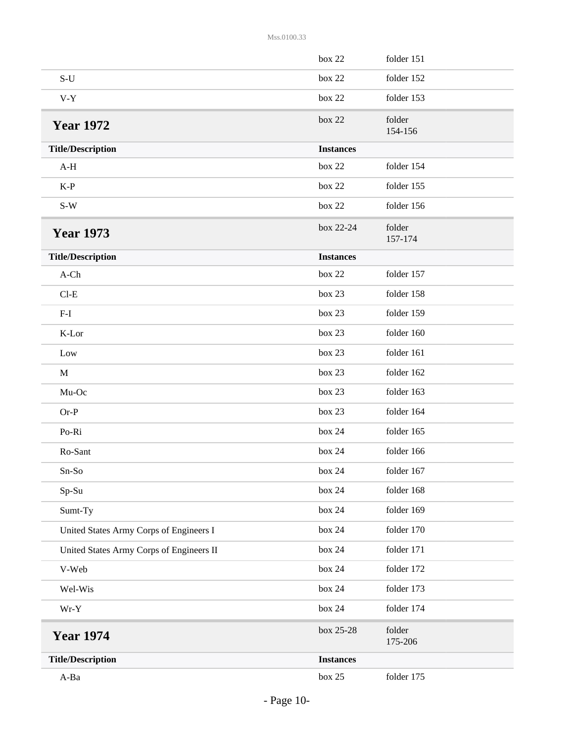| | box 22 | folder 151 |
|---|---|---|
| S-U | box 22 | folder 152 |
| V-Y | box 22 | folder 153 |

## Year 1972

box 22 folder 154-156

| Title/Description | Instances | |
|---|---|---|
| A-H | box 22 | folder 154 |
| K-P | box 22 | folder 155 |
| S-W | box 22 | folder 156 |

## Year 1973

box 22-24 folder 157-174

| Title/Description | Instances | |
|---|---|---|
| A-Ch | box 22 | folder 157 |
| Cl-E | box 23 | folder 158 |
| F-I | box 23 | folder 159 |
| K-Lor | box 23 | folder 160 |
| Low | box 23 | folder 161 |
| M | box 23 | folder 162 |
| Mu-Oc | box 23 | folder 163 |
| Or-P | box 23 | folder 164 |
| Po-Ri | box 24 | folder 165 |
| Ro-Sant | box 24 | folder 166 |
| Sn-So | box 24 | folder 167 |
| Sp-Su | box 24 | folder 168 |
| Sumt-Ty | box 24 | folder 169 |
| United States Army Corps of Engineers I | box 24 | folder 170 |
| United States Army Corps of Engineers II | box 24 | folder 171 |
| V-Web | box 24 | folder 172 |
| Wel-Wis | box 24 | folder 173 |
| Wr-Y | box 24 | folder 174 |

## Year 1974

box 25-28 folder 175-206

| Title/Description | Instances | |
|---|---|---|
| A-Ba | box 25 | folder 175 |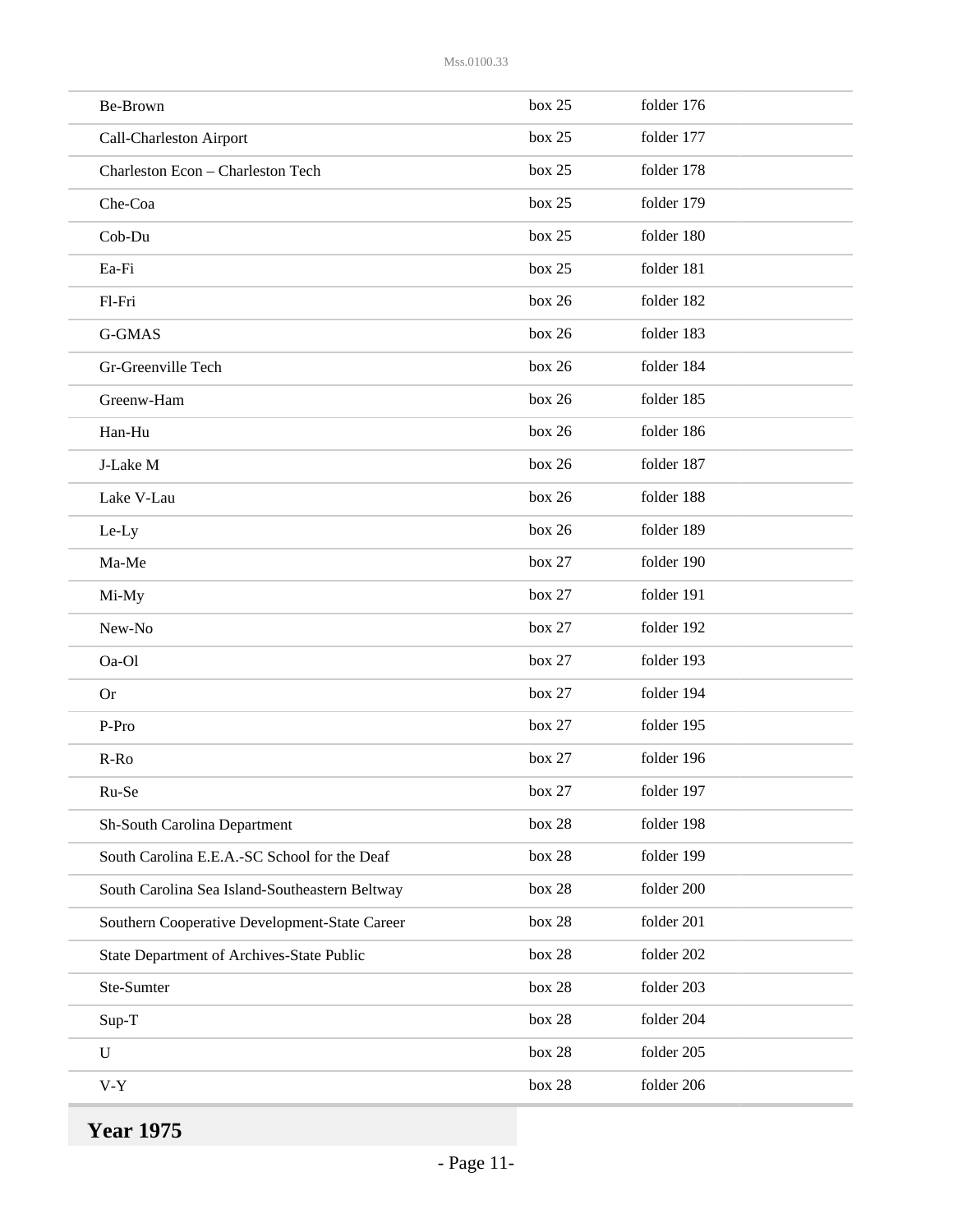| | | |
|---|---|---|
| Be-Brown | box 25 | folder 176 |
| Call-Charleston Airport | box 25 | folder 177 |
| Charleston Econ – Charleston Tech | box 25 | folder 178 |
| Che-Coa | box 25 | folder 179 |
| Cob-Du | box 25 | folder 180 |
| Ea-Fi | box 25 | folder 181 |
| Fl-Fri | box 26 | folder 182 |
| G-GMAS | box 26 | folder 183 |
| Gr-Greenville Tech | box 26 | folder 184 |
| Greenw-Ham | box 26 | folder 185 |
| Han-Hu | box 26 | folder 186 |
| J-Lake M | box 26 | folder 187 |
| Lake V-Lau | box 26 | folder 188 |
| Le-Ly | box 26 | folder 189 |
| Ma-Me | box 27 | folder 190 |
| Mi-My | box 27 | folder 191 |
| New-No | box 27 | folder 192 |
| Oa-Ol | box 27 | folder 193 |
| Or | box 27 | folder 194 |
| P-Pro | box 27 | folder 195 |
| R-Ro | box 27 | folder 196 |
| Ru-Se | box 27 | folder 197 |
| Sh-South Carolina Department | box 28 | folder 198 |
| South Carolina E.E.A.-SC School for the Deaf | box 28 | folder 199 |
| South Carolina Sea Island-Southeastern Beltway | box 28 | folder 200 |
| Southern Cooperative Development-State Career | box 28 | folder 201 |
| State Department of Archives-State Public | box 28 | folder 202 |
| Ste-Sumter | box 28 | folder 203 |
| Sup-T | box 28 | folder 204 |
| U | box 28 | folder 205 |
| V-Y | box 28 | folder 206 |

## Year 1975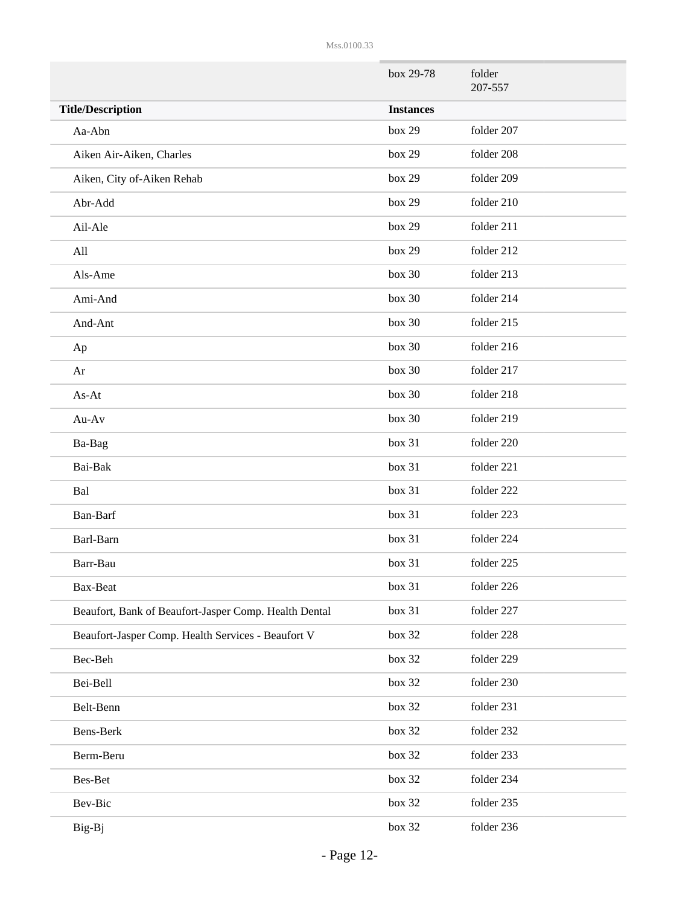| | box 29-78 | folder 207-557 |
|---|---|---|
| **Title/Description** | **Instances** | |
| Aa-Abn | box 29 | folder 207 |
| Aiken Air-Aiken, Charles | box 29 | folder 208 |
| Aiken, City of-Aiken Rehab | box 29 | folder 209 |
| Abr-Add | box 29 | folder 210 |
| Ail-Ale | box 29 | folder 211 |
| All | box 29 | folder 212 |
| Als-Ame | box 30 | folder 213 |
| Ami-And | box 30 | folder 214 |
| And-Ant | box 30 | folder 215 |
| Ap | box 30 | folder 216 |
| Ar | box 30 | folder 217 |
| As-At | box 30 | folder 218 |
| Au-Av | box 30 | folder 219 |
| Ba-Bag | box 31 | folder 220 |
| Bai-Bak | box 31 | folder 221 |
| Bal | box 31 | folder 222 |
| Ban-Barf | box 31 | folder 223 |
| Barl-Barn | box 31 | folder 224 |
| Barr-Bau | box 31 | folder 225 |
| Bax-Beat | box 31 | folder 226 |
| Beaufort, Bank of Beaufort-Jasper Comp. Health Dental | box 31 | folder 227 |
| Beaufort-Jasper Comp. Health Services - Beaufort V | box 32 | folder 228 |
| Bec-Beh | box 32 | folder 229 |
| Bei-Bell | box 32 | folder 230 |
| Belt-Benn | box 32 | folder 231 |
| Bens-Berk | box 32 | folder 232 |
| Berm-Beru | box 32 | folder 233 |
| Bes-Bet | box 32 | folder 234 |
| Bev-Bic | box 32 | folder 235 |
| Big-Bj | box 32 | folder 236 |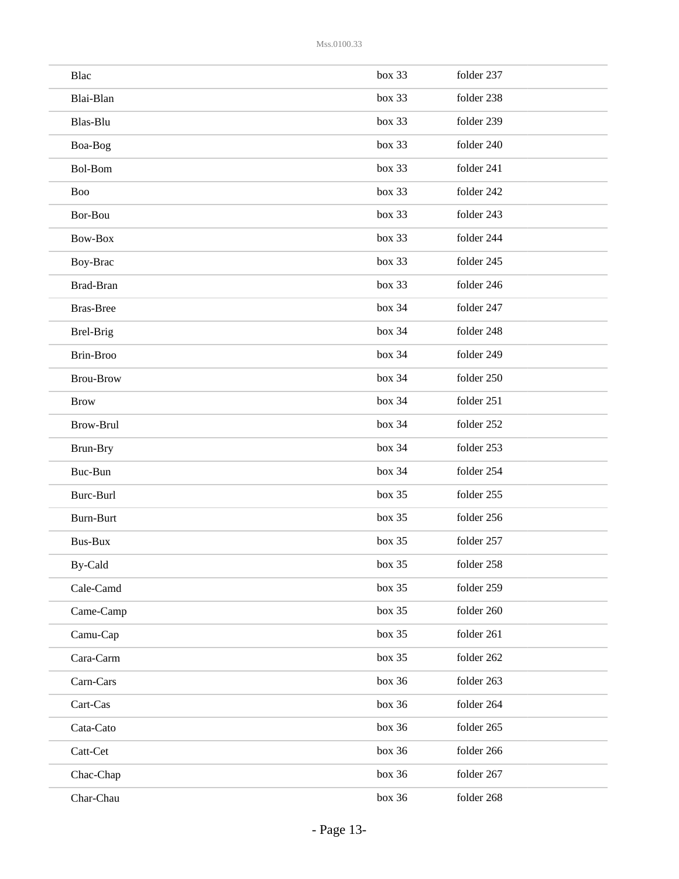| | | |
|---|---|---|
| Blac | box 33 | folder 237 |
| Blai-Blan | box 33 | folder 238 |
| Blas-Blu | box 33 | folder 239 |
| Boa-Bog | box 33 | folder 240 |
| Bol-Bom | box 33 | folder 241 |
| Boo | box 33 | folder 242 |
| Bor-Bou | box 33 | folder 243 |
| Bow-Box | box 33 | folder 244 |
| Boy-Brac | box 33 | folder 245 |
| Brad-Bran | box 33 | folder 246 |
| Bras-Bree | box 34 | folder 247 |
| Brel-Brig | box 34 | folder 248 |
| Brin-Broo | box 34 | folder 249 |
| Brou-Brow | box 34 | folder 250 |
| Brow | box 34 | folder 251 |
| Brow-Brul | box 34 | folder 252 |
| Brun-Bry | box 34 | folder 253 |
| Buc-Bun | box 34 | folder 254 |
| Burc-Burl | box 35 | folder 255 |
| Burn-Burt | box 35 | folder 256 |
| Bus-Bux | box 35 | folder 257 |
| By-Cald | box 35 | folder 258 |
| Cale-Camd | box 35 | folder 259 |
| Came-Camp | box 35 | folder 260 |
| Camu-Cap | box 35 | folder 261 |
| Cara-Carm | box 35 | folder 262 |
| Carn-Cars | box 36 | folder 263 |
| Cart-Cas | box 36 | folder 264 |
| Cata-Cato | box 36 | folder 265 |
| Catt-Cet | box 36 | folder 266 |
| Chac-Chap | box 36 | folder 267 |
| Char-Chau | box 36 | folder 268 |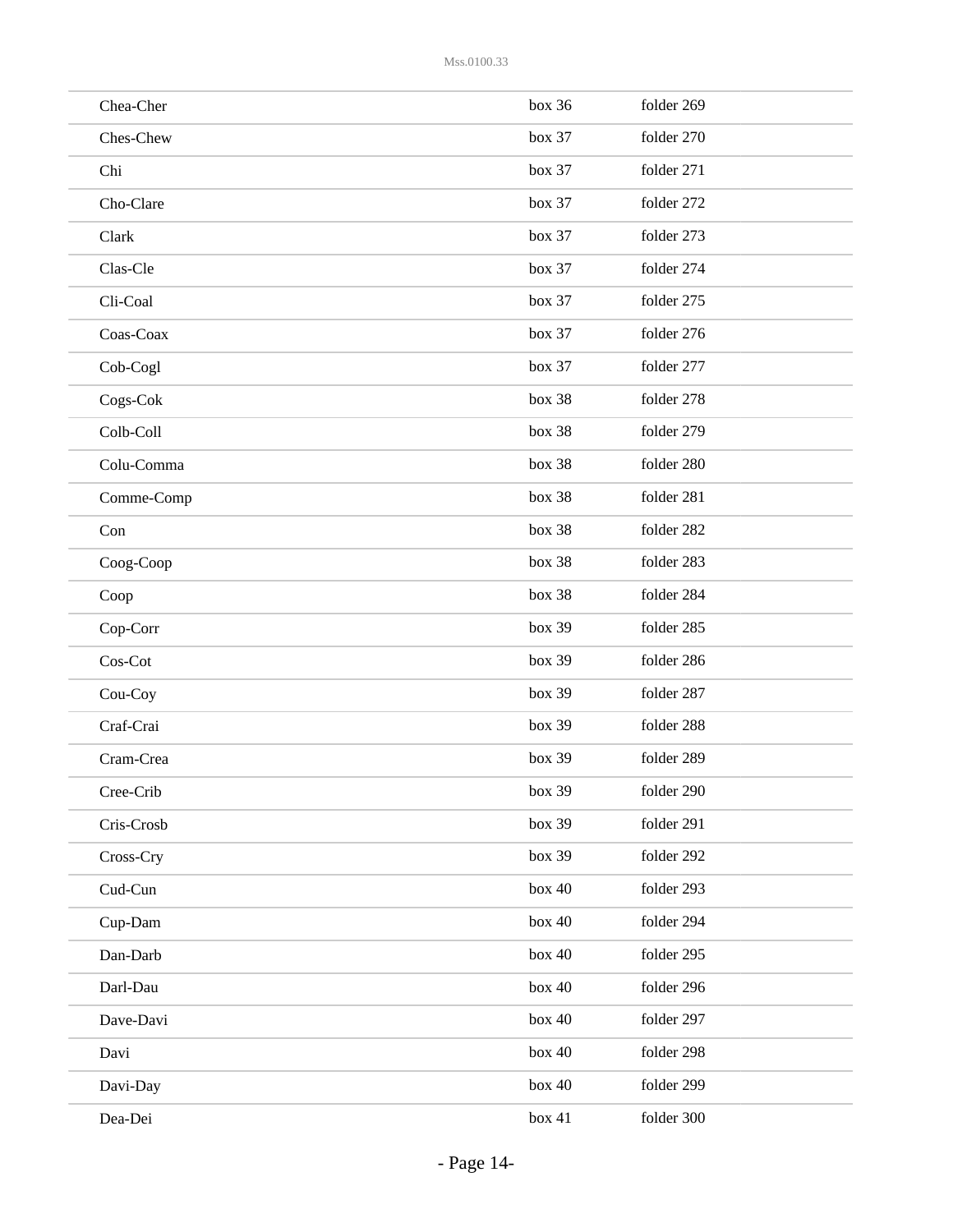| | | |
|---|---|---|
| Chea-Cher | box 36 | folder 269 |
| Ches-Chew | box 37 | folder 270 |
| Chi | box 37 | folder 271 |
| Cho-Clare | box 37 | folder 272 |
| Clark | box 37 | folder 273 |
| Clas-Cle | box 37 | folder 274 |
| Cli-Coal | box 37 | folder 275 |
| Coas-Coax | box 37 | folder 276 |
| Cob-Cogl | box 37 | folder 277 |
| Cogs-Cok | box 38 | folder 278 |
| Colb-Coll | box 38 | folder 279 |
| Colu-Comma | box 38 | folder 280 |
| Comme-Comp | box 38 | folder 281 |
| Con | box 38 | folder 282 |
| Coog-Coop | box 38 | folder 283 |
| Coop | box 38 | folder 284 |
| Cop-Corr | box 39 | folder 285 |
| Cos-Cot | box 39 | folder 286 |
| Cou-Coy | box 39 | folder 287 |
| Craf-Crai | box 39 | folder 288 |
| Cram-Crea | box 39 | folder 289 |
| Cree-Crib | box 39 | folder 290 |
| Cris-Crosb | box 39 | folder 291 |
| Cross-Cry | box 39 | folder 292 |
| Cud-Cun | box 40 | folder 293 |
| Cup-Dam | box 40 | folder 294 |
| Dan-Darb | box 40 | folder 295 |
| Darl-Dau | box 40 | folder 296 |
| Dave-Davi | box 40 | folder 297 |
| Davi | box 40 | folder 298 |
| Davi-Day | box 40 | folder 299 |
| Dea-Dei | box 41 | folder 300 |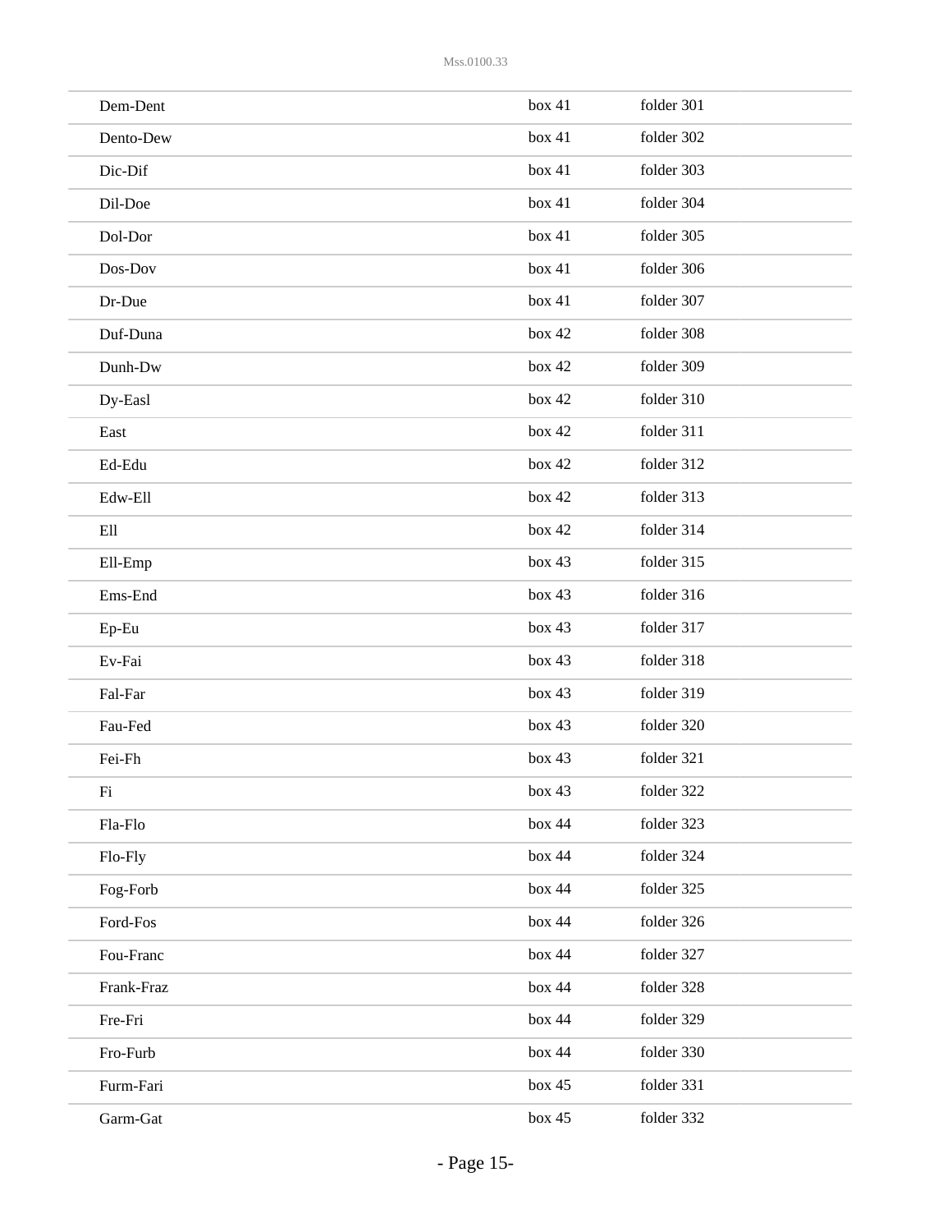| | | |
|---|---|---|
| Dem-Dent | box 41 | folder 301 |
| Dento-Dew | box 41 | folder 302 |
| Dic-Dif | box 41 | folder 303 |
| Dil-Doe | box 41 | folder 304 |
| Dol-Dor | box 41 | folder 305 |
| Dos-Dov | box 41 | folder 306 |
| Dr-Due | box 41 | folder 307 |
| Duf-Duna | box 42 | folder 308 |
| Dunh-Dw | box 42 | folder 309 |
| Dy-Easl | box 42 | folder 310 |
| East | box 42 | folder 311 |
| Ed-Edu | box 42 | folder 312 |
| Edw-Ell | box 42 | folder 313 |
| Ell | box 42 | folder 314 |
| Ell-Emp | box 43 | folder 315 |
| Ems-End | box 43 | folder 316 |
| Ep-Eu | box 43 | folder 317 |
| Ev-Fai | box 43 | folder 318 |
| Fal-Far | box 43 | folder 319 |
| Fau-Fed | box 43 | folder 320 |
| Fei-Fh | box 43 | folder 321 |
| Fi | box 43 | folder 322 |
| Fla-Flo | box 44 | folder 323 |
| Flo-Fly | box 44 | folder 324 |
| Fog-Forb | box 44 | folder 325 |
| Ford-Fos | box 44 | folder 326 |
| Fou-Franc | box 44 | folder 327 |
| Frank-Fraz | box 44 | folder 328 |
| Fre-Fri | box 44 | folder 329 |
| Fro-Furb | box 44 | folder 330 |
| Furm-Fari | box 45 | folder 331 |
| Garm-Gat | box 45 | folder 332 |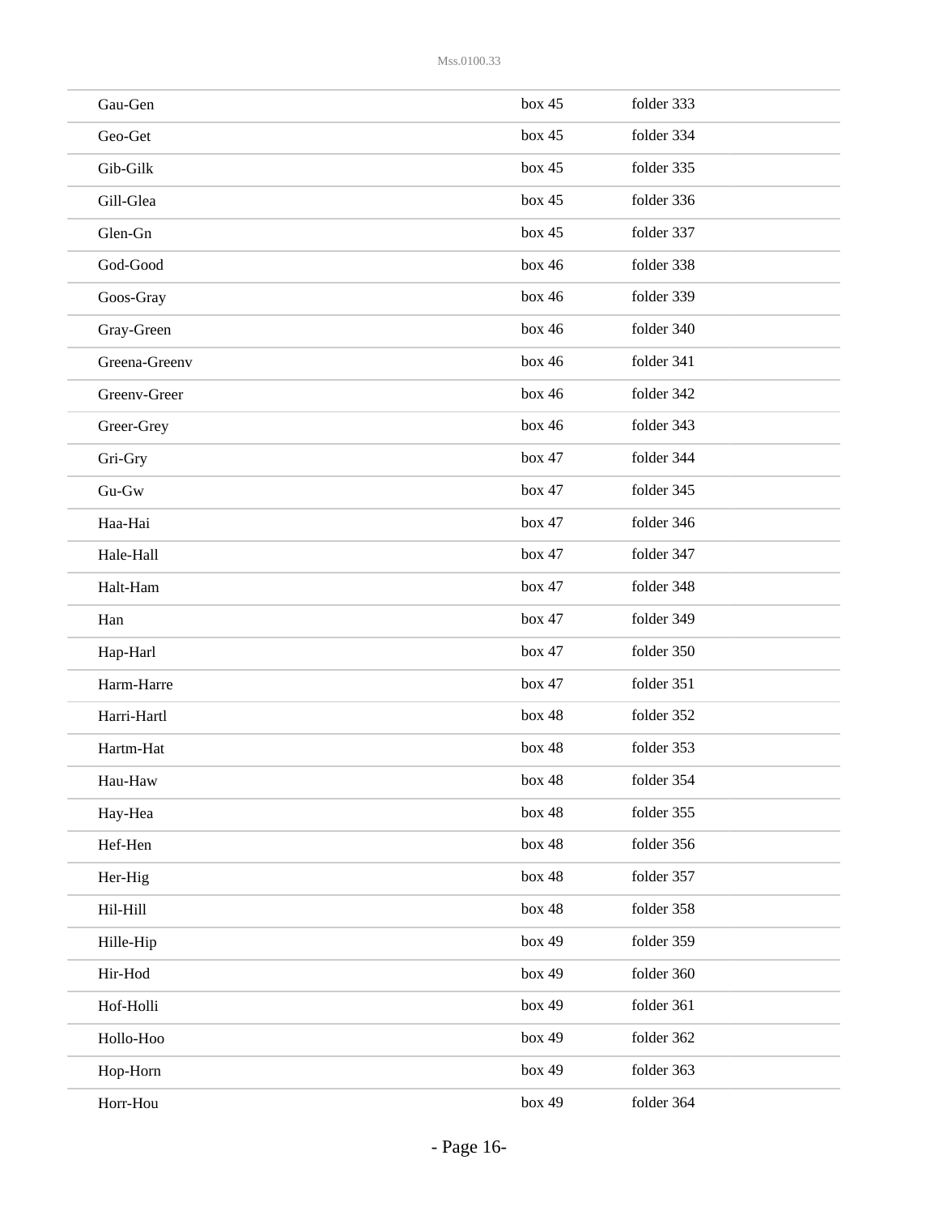| | | |
|---|---|---|
| Gau-Gen | box 45 | folder 333 |
| Geo-Get | box 45 | folder 334 |
| Gib-Gilk | box 45 | folder 335 |
| Gill-Glea | box 45 | folder 336 |
| Glen-Gn | box 45 | folder 337 |
| God-Good | box 46 | folder 338 |
| Goos-Gray | box 46 | folder 339 |
| Gray-Green | box 46 | folder 340 |
| Greena-Greenv | box 46 | folder 341 |
| Greenv-Greer | box 46 | folder 342 |
| Greer-Grey | box 46 | folder 343 |
| Gri-Gry | box 47 | folder 344 |
| Gu-Gw | box 47 | folder 345 |
| Haa-Hai | box 47 | folder 346 |
| Hale-Hall | box 47 | folder 347 |
| Halt-Ham | box 47 | folder 348 |
| Han | box 47 | folder 349 |
| Hap-Harl | box 47 | folder 350 |
| Harm-Harre | box 47 | folder 351 |
| Harri-Hartl | box 48 | folder 352 |
| Hartm-Hat | box 48 | folder 353 |
| Hau-Haw | box 48 | folder 354 |
| Hay-Hea | box 48 | folder 355 |
| Hef-Hen | box 48 | folder 356 |
| Her-Hig | box 48 | folder 357 |
| Hil-Hill | box 48 | folder 358 |
| Hille-Hip | box 49 | folder 359 |
| Hir-Hod | box 49 | folder 360 |
| Hof-Holli | box 49 | folder 361 |
| Hollo-Hoo | box 49 | folder 362 |
| Hop-Horn | box 49 | folder 363 |
| Horr-Hou | box 49 | folder 364 |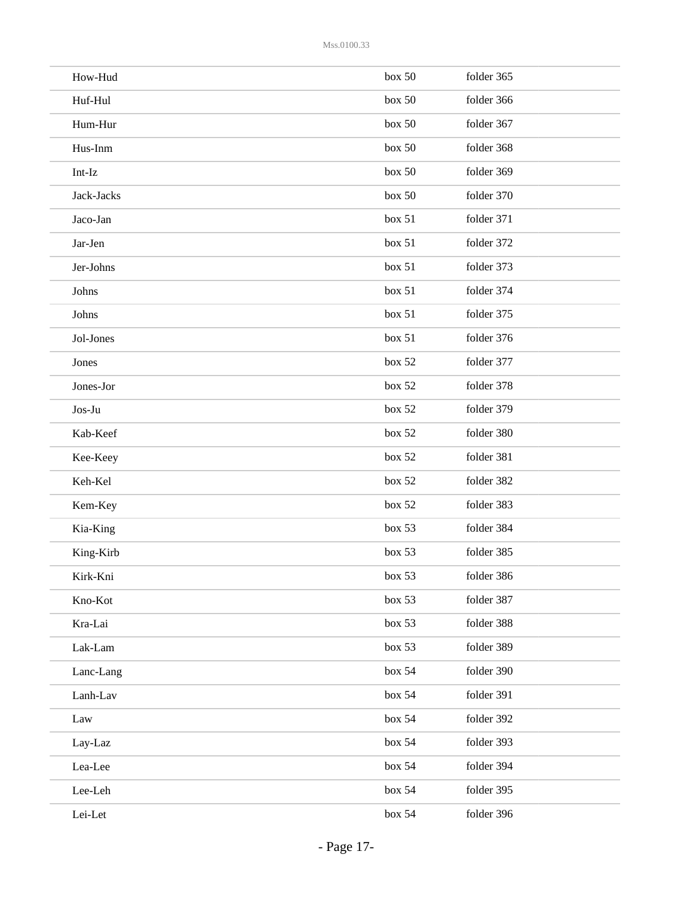| | | |
|---|---|---|
| How-Hud | box 50 | folder 365 |
| Huf-Hul | box 50 | folder 366 |
| Hum-Hur | box 50 | folder 367 |
| Hus-Inm | box 50 | folder 368 |
| Int-Iz | box 50 | folder 369 |
| Jack-Jacks | box 50 | folder 370 |
| Jaco-Jan | box 51 | folder 371 |
| Jar-Jen | box 51 | folder 372 |
| Jer-Johns | box 51 | folder 373 |
| Johns | box 51 | folder 374 |
| Johns | box 51 | folder 375 |
| Jol-Jones | box 51 | folder 376 |
| Jones | box 52 | folder 377 |
| Jones-Jor | box 52 | folder 378 |
| Jos-Ju | box 52 | folder 379 |
| Kab-Keef | box 52 | folder 380 |
| Kee-Keey | box 52 | folder 381 |
| Keh-Kel | box 52 | folder 382 |
| Kem-Key | box 52 | folder 383 |
| Kia-King | box 53 | folder 384 |
| King-Kirb | box 53 | folder 385 |
| Kirk-Kni | box 53 | folder 386 |
| Kno-Kot | box 53 | folder 387 |
| Kra-Lai | box 53 | folder 388 |
| Lak-Lam | box 53 | folder 389 |
| Lanc-Lang | box 54 | folder 390 |
| Lanh-Lav | box 54 | folder 391 |
| Law | box 54 | folder 392 |
| Lay-Laz | box 54 | folder 393 |
| Lea-Lee | box 54 | folder 394 |
| Lee-Leh | box 54 | folder 395 |
| Lei-Let | box 54 | folder 396 |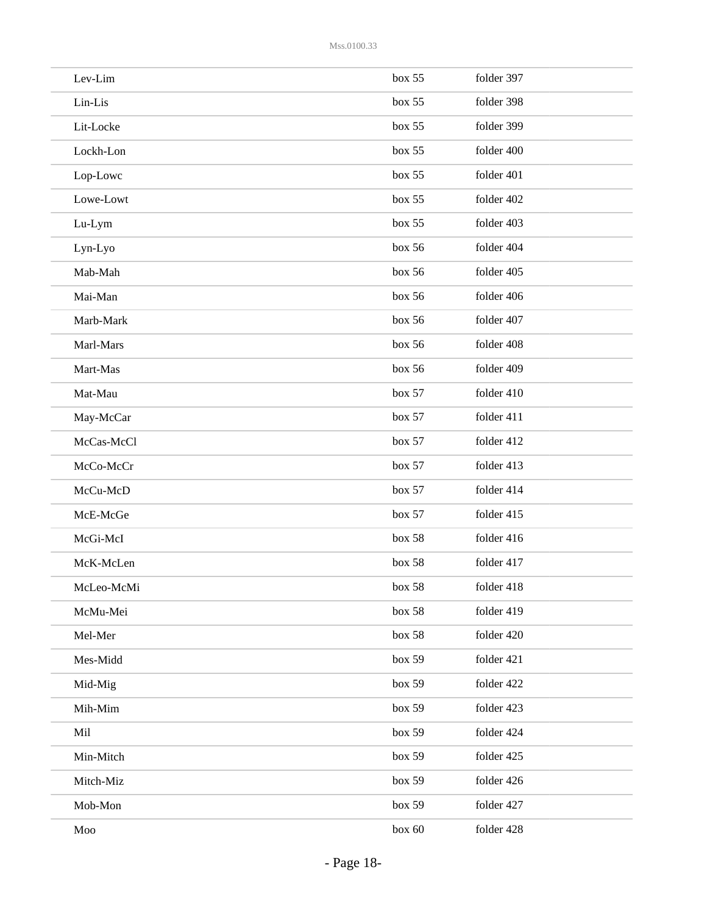| | | |
|---|---|---|
| Lev-Lim | box 55 | folder 397 |
| Lin-Lis | box 55 | folder 398 |
| Lit-Locke | box 55 | folder 399 |
| Lockh-Lon | box 55 | folder 400 |
| Lop-Lowc | box 55 | folder 401 |
| Lowe-Lowt | box 55 | folder 402 |
| Lu-Lym | box 55 | folder 403 |
| Lyn-Lyo | box 56 | folder 404 |
| Mab-Mah | box 56 | folder 405 |
| Mai-Man | box 56 | folder 406 |
| Marb-Mark | box 56 | folder 407 |
| Marl-Mars | box 56 | folder 408 |
| Mart-Mas | box 56 | folder 409 |
| Mat-Mau | box 57 | folder 410 |
| May-McCar | box 57 | folder 411 |
| McCas-McCl | box 57 | folder 412 |
| McCo-McCr | box 57 | folder 413 |
| McCu-McD | box 57 | folder 414 |
| McE-McGe | box 57 | folder 415 |
| McGi-McI | box 58 | folder 416 |
| McK-McLen | box 58 | folder 417 |
| McLeo-McMi | box 58 | folder 418 |
| McMu-Mei | box 58 | folder 419 |
| Mel-Mer | box 58 | folder 420 |
| Mes-Midd | box 59 | folder 421 |
| Mid-Mig | box 59 | folder 422 |
| Mih-Mim | box 59 | folder 423 |
| Mil | box 59 | folder 424 |
| Min-Mitch | box 59 | folder 425 |
| Mitch-Miz | box 59 | folder 426 |
| Mob-Mon | box 59 | folder 427 |
| Moo | box 60 | folder 428 |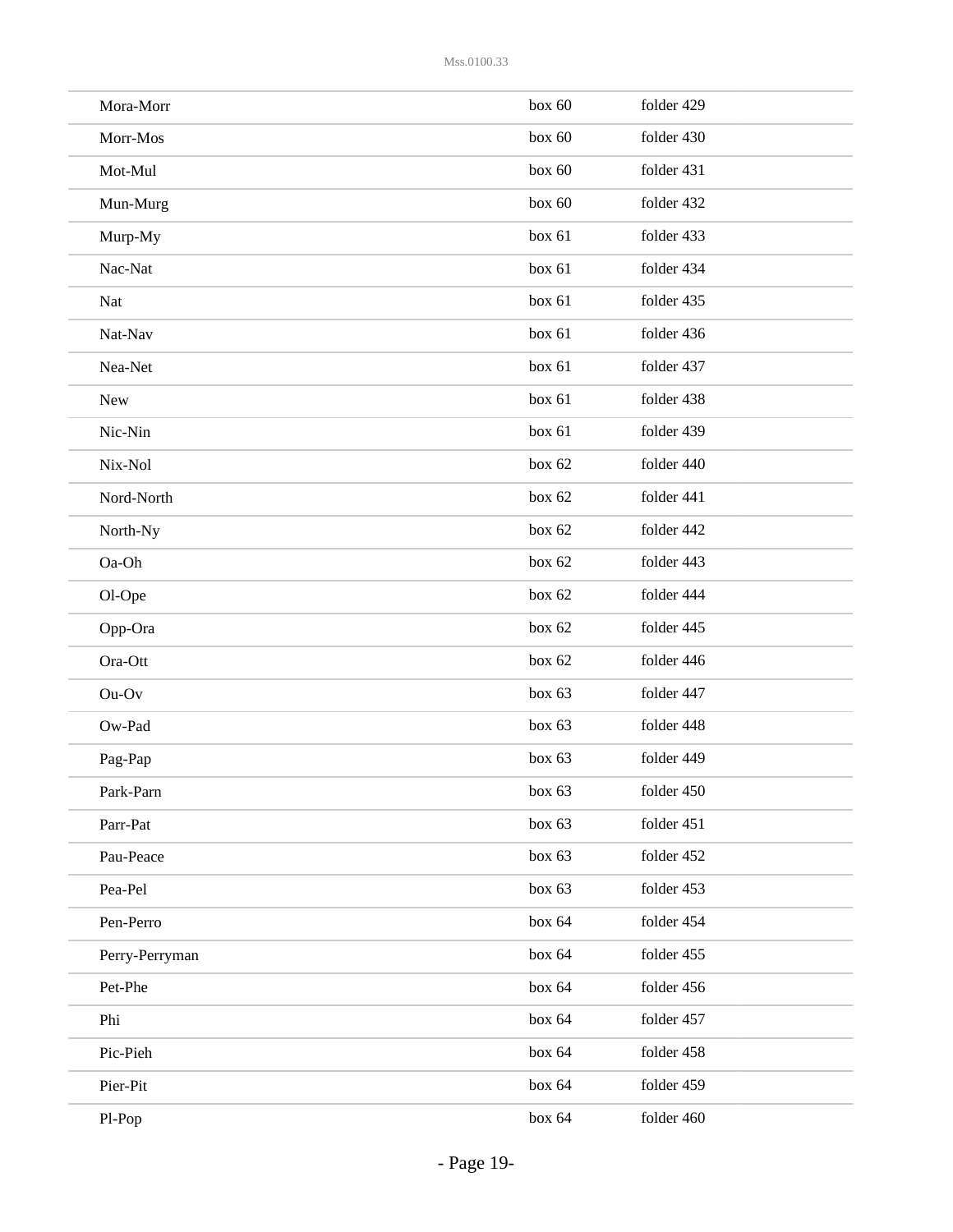| | | |
|---|---|---|
| Mora-Morr | box 60 | folder 429 |
| Morr-Mos | box 60 | folder 430 |
| Mot-Mul | box 60 | folder 431 |
| Mun-Murg | box 60 | folder 432 |
| Murp-My | box 61 | folder 433 |
| Nac-Nat | box 61 | folder 434 |
| Nat | box 61 | folder 435 |
| Nat-Nav | box 61 | folder 436 |
| Nea-Net | box 61 | folder 437 |
| New | box 61 | folder 438 |
| Nic-Nin | box 61 | folder 439 |
| Nix-Nol | box 62 | folder 440 |
| Nord-North | box 62 | folder 441 |
| North-Ny | box 62 | folder 442 |
| Oa-Oh | box 62 | folder 443 |
| Ol-Ope | box 62 | folder 444 |
| Opp-Ora | box 62 | folder 445 |
| Ora-Ott | box 62 | folder 446 |
| Ou-Ov | box 63 | folder 447 |
| Ow-Pad | box 63 | folder 448 |
| Pag-Pap | box 63 | folder 449 |
| Park-Parn | box 63 | folder 450 |
| Parr-Pat | box 63 | folder 451 |
| Pau-Peace | box 63 | folder 452 |
| Pea-Pel | box 63 | folder 453 |
| Pen-Perro | box 64 | folder 454 |
| Perry-Perryman | box 64 | folder 455 |
| Pet-Phe | box 64 | folder 456 |
| Phi | box 64 | folder 457 |
| Pic-Pieh | box 64 | folder 458 |
| Pier-Pit | box 64 | folder 459 |
| Pl-Pop | box 64 | folder 460 |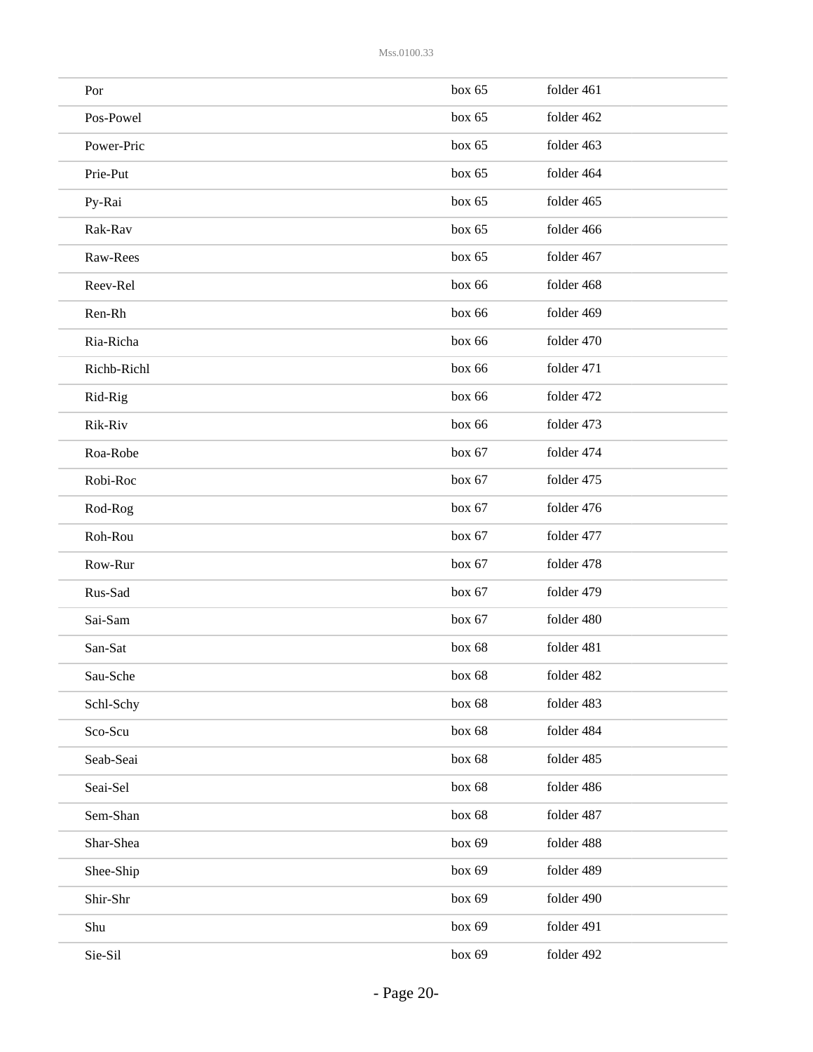| | | |
|---|---|---|
| Por | box 65 | folder 461 |
| Pos-Powel | box 65 | folder 462 |
| Power-Pric | box 65 | folder 463 |
| Prie-Put | box 65 | folder 464 |
| Py-Rai | box 65 | folder 465 |
| Rak-Rav | box 65 | folder 466 |
| Raw-Rees | box 65 | folder 467 |
| Reev-Rel | box 66 | folder 468 |
| Ren-Rh | box 66 | folder 469 |
| Ria-Richa | box 66 | folder 470 |
| Richb-Richl | box 66 | folder 471 |
| Rid-Rig | box 66 | folder 472 |
| Rik-Riv | box 66 | folder 473 |
| Roa-Robe | box 67 | folder 474 |
| Robi-Roc | box 67 | folder 475 |
| Rod-Rog | box 67 | folder 476 |
| Roh-Rou | box 67 | folder 477 |
| Row-Rur | box 67 | folder 478 |
| Rus-Sad | box 67 | folder 479 |
| Sai-Sam | box 67 | folder 480 |
| San-Sat | box 68 | folder 481 |
| Sau-Sche | box 68 | folder 482 |
| Schl-Schy | box 68 | folder 483 |
| Sco-Scu | box 68 | folder 484 |
| Seab-Seai | box 68 | folder 485 |
| Seai-Sel | box 68 | folder 486 |
| Sem-Shan | box 68 | folder 487 |
| Shar-Shea | box 69 | folder 488 |
| Shee-Ship | box 69 | folder 489 |
| Shir-Shr | box 69 | folder 490 |
| Shu | box 69 | folder 491 |
| Sie-Sil | box 69 | folder 492 |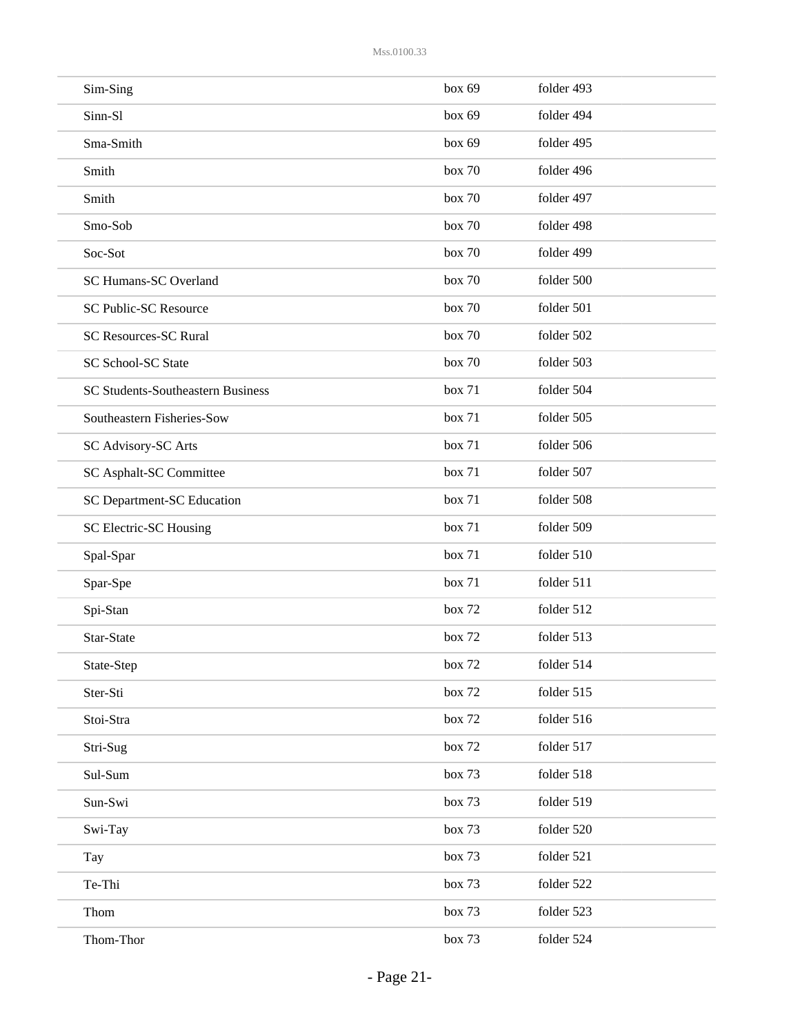| | | |
|---|---|---|
| Sim-Sing | box 69 | folder 493 |
| Sinn-Sl | box 69 | folder 494 |
| Sma-Smith | box 69 | folder 495 |
| Smith | box 70 | folder 496 |
| Smith | box 70 | folder 497 |
| Smo-Sob | box 70 | folder 498 |
| Soc-Sot | box 70 | folder 499 |
| SC Humans-SC Overland | box 70 | folder 500 |
| SC Public-SC Resource | box 70 | folder 501 |
| SC Resources-SC Rural | box 70 | folder 502 |
| SC School-SC State | box 70 | folder 503 |
| SC Students-Southeastern Business | box 71 | folder 504 |
| Southeastern Fisheries-Sow | box 71 | folder 505 |
| SC Advisory-SC Arts | box 71 | folder 506 |
| SC Asphalt-SC Committee | box 71 | folder 507 |
| SC Department-SC Education | box 71 | folder 508 |
| SC Electric-SC Housing | box 71 | folder 509 |
| Spal-Spar | box 71 | folder 510 |
| Spar-Spe | box 71 | folder 511 |
| Spi-Stan | box 72 | folder 512 |
| Star-State | box 72 | folder 513 |
| State-Step | box 72 | folder 514 |
| Ster-Sti | box 72 | folder 515 |
| Stoi-Stra | box 72 | folder 516 |
| Stri-Sug | box 72 | folder 517 |
| Sul-Sum | box 73 | folder 518 |
| Sun-Swi | box 73 | folder 519 |
| Swi-Tay | box 73 | folder 520 |
| Tay | box 73 | folder 521 |
| Te-Thi | box 73 | folder 522 |
| Thom | box 73 | folder 523 |
| Thom-Thor | box 73 | folder 524 |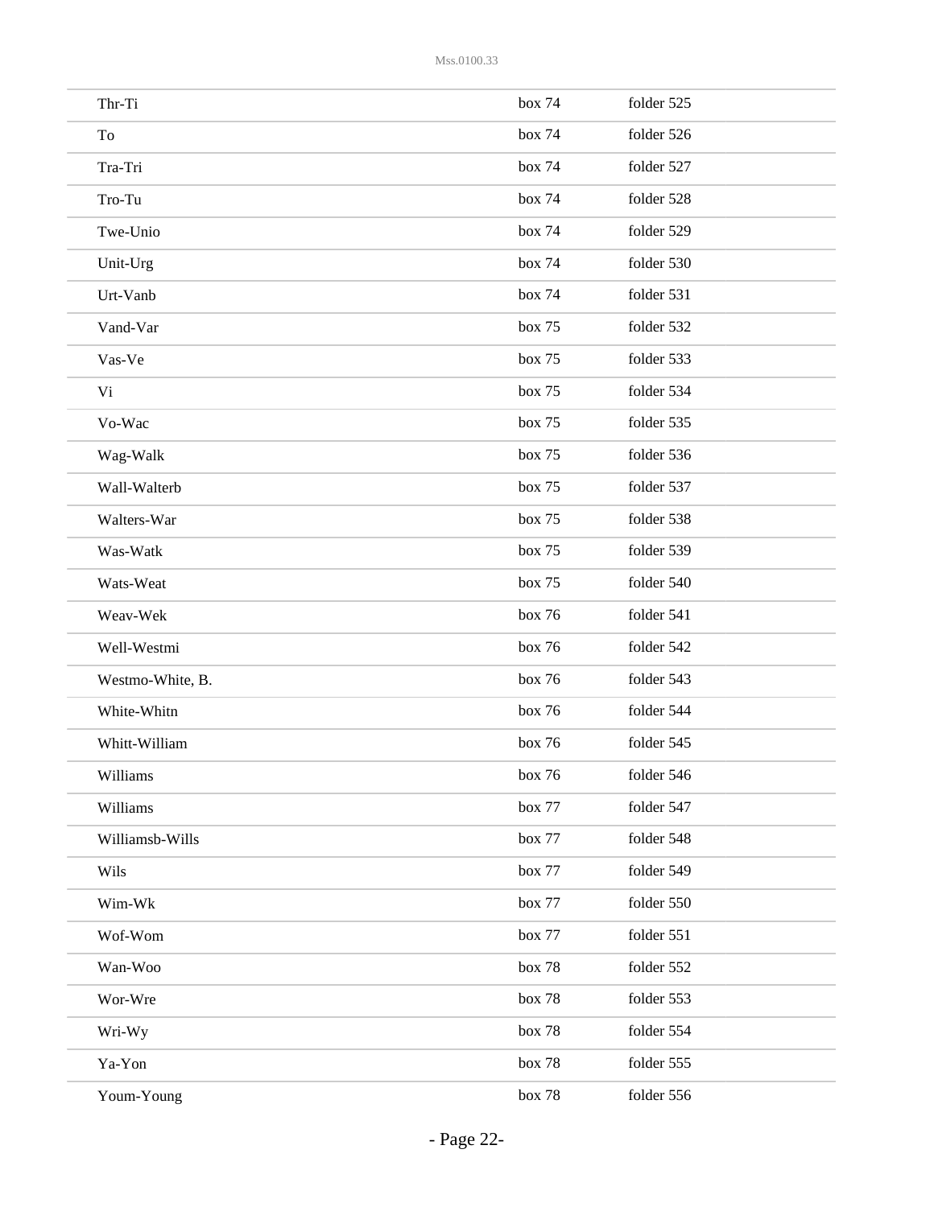| | | |
|---|---|---|
| Thr-Ti | box 74 | folder 525 |
| To | box 74 | folder 526 |
| Tra-Tri | box 74 | folder 527 |
| Tro-Tu | box 74 | folder 528 |
| Twe-Unio | box 74 | folder 529 |
| Unit-Urg | box 74 | folder 530 |
| Urt-Vanb | box 74 | folder 531 |
| Vand-Var | box 75 | folder 532 |
| Vas-Ve | box 75 | folder 533 |
| Vi | box 75 | folder 534 |
| Vo-Wac | box 75 | folder 535 |
| Wag-Walk | box 75 | folder 536 |
| Wall-Walterb | box 75 | folder 537 |
| Walters-War | box 75 | folder 538 |
| Was-Watk | box 75 | folder 539 |
| Wats-Weat | box 75 | folder 540 |
| Weav-Wek | box 76 | folder 541 |
| Well-Westmi | box 76 | folder 542 |
| Westmo-White, B. | box 76 | folder 543 |
| White-Whitn | box 76 | folder 544 |
| Whitt-William | box 76 | folder 545 |
| Williams | box 76 | folder 546 |
| Williams | box 77 | folder 547 |
| Williamsb-Wills | box 77 | folder 548 |
| Wils | box 77 | folder 549 |
| Wim-Wk | box 77 | folder 550 |
| Wof-Wom | box 77 | folder 551 |
| Wan-Woo | box 78 | folder 552 |
| Wor-Wre | box 78 | folder 553 |
| Wri-Wy | box 78 | folder 554 |
| Ya-Yon | box 78 | folder 555 |
| Youm-Young | box 78 | folder 556 |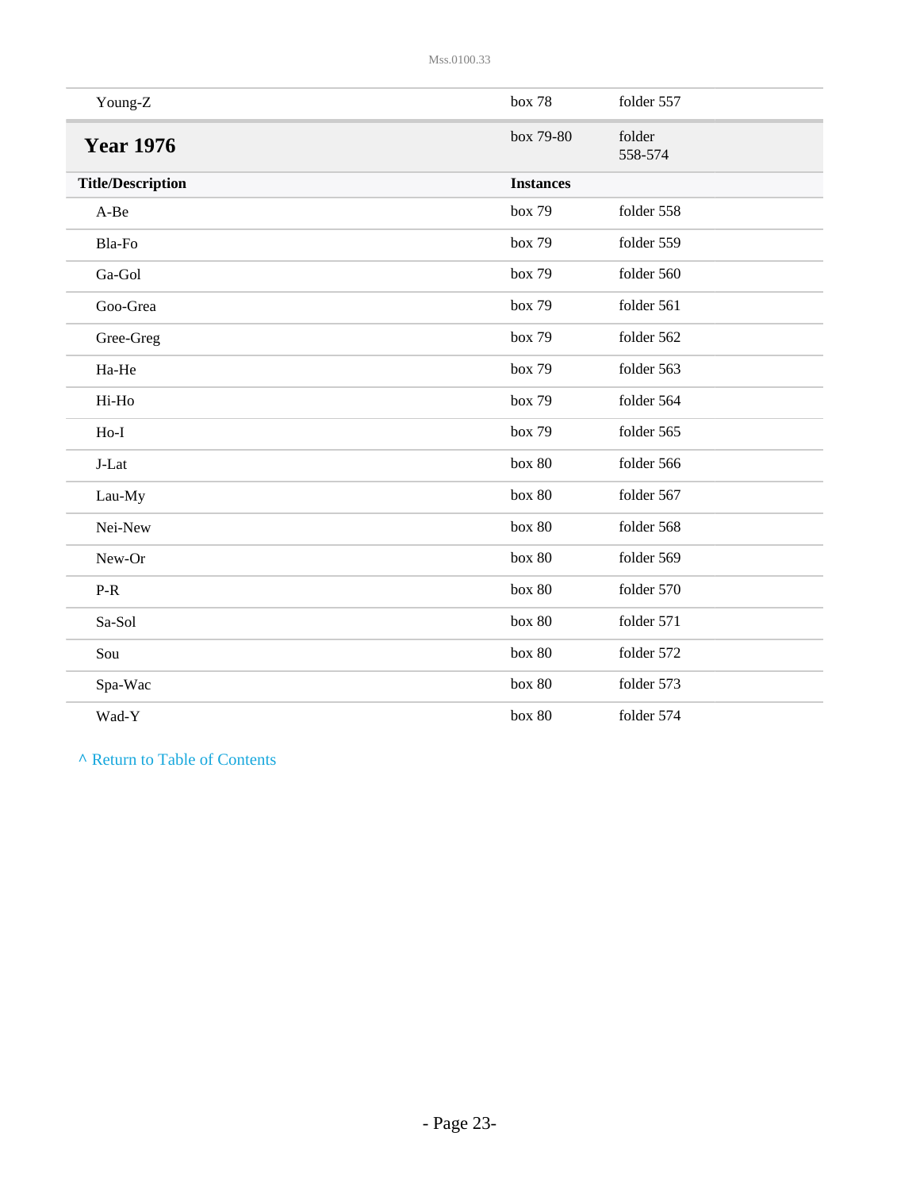| | | |
|---|---|---|
| Young-Z | box 78 | folder 557 |

## Year 1976

| | | |
|---|---|---|
| **Year 1976** | box 79-80 | folder 558-574 |

| Title/Description | Instances | |
|---|---|---|
| A-Be | box 79 | folder 558 |
| Bla-Fo | box 79 | folder 559 |
| Ga-Gol | box 79 | folder 560 |
| Goo-Grea | box 79 | folder 561 |
| Gree-Greg | box 79 | folder 562 |
| Ha-He | box 79 | folder 563 |
| Hi-Ho | box 79 | folder 564 |
| Ho-I | box 79 | folder 565 |
| J-Lat | box 80 | folder 566 |
| Lau-My | box 80 | folder 567 |
| Nei-New | box 80 | folder 568 |
| New-Or | box 80 | folder 569 |
| P-R | box 80 | folder 570 |
| Sa-Sol | box 80 | folder 571 |
| Sou | box 80 | folder 572 |
| Spa-Wac | box 80 | folder 573 |
| Wad-Y | box 80 | folder 574 |

^ Return to Table of Contents